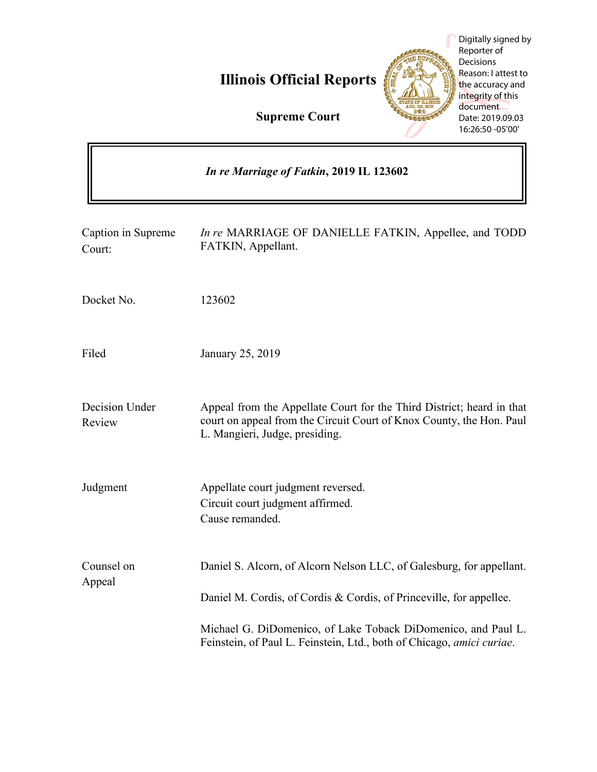# Illinois Official Reports

## Supreme Court

Digitally signed by Reporter of Decisions
Reason: I attest to the accuracy and integrity of this document
Date: 2019.09.03 16:26:50 -05'00'

***In re Marriage of Fatkin*, 2019 IL 123602**

| | |
|---|---|
| Caption in Supreme Court: | *In re* MARRIAGE OF DANIELLE FATKIN, Appellee, and TODD FATKIN, Appellant. |
| Docket No. | 123602 |
| Filed | January 25, 2019 |
| Decision Under Review | Appeal from the Appellate Court for the Third District; heard in that court on appeal from the Circuit Court of Knox County, the Hon. Paul L. Mangieri, Judge, presiding. |
| Judgment | Appellate court judgment reversed.<br>Circuit court judgment affirmed.<br>Cause remanded. |
| Counsel on Appeal | Daniel S. Alcorn, of Alcorn Nelson LLC, of Galesburg, for appellant.<br><br>Daniel M. Cordis, of Cordis & Cordis, of Princeville, for appellee.<br><br>Michael G. DiDomenico, of Lake Toback DiDomenico, and Paul L. Feinstein, of Paul L. Feinstein, Ltd., both of Chicago, *amici curiae*. |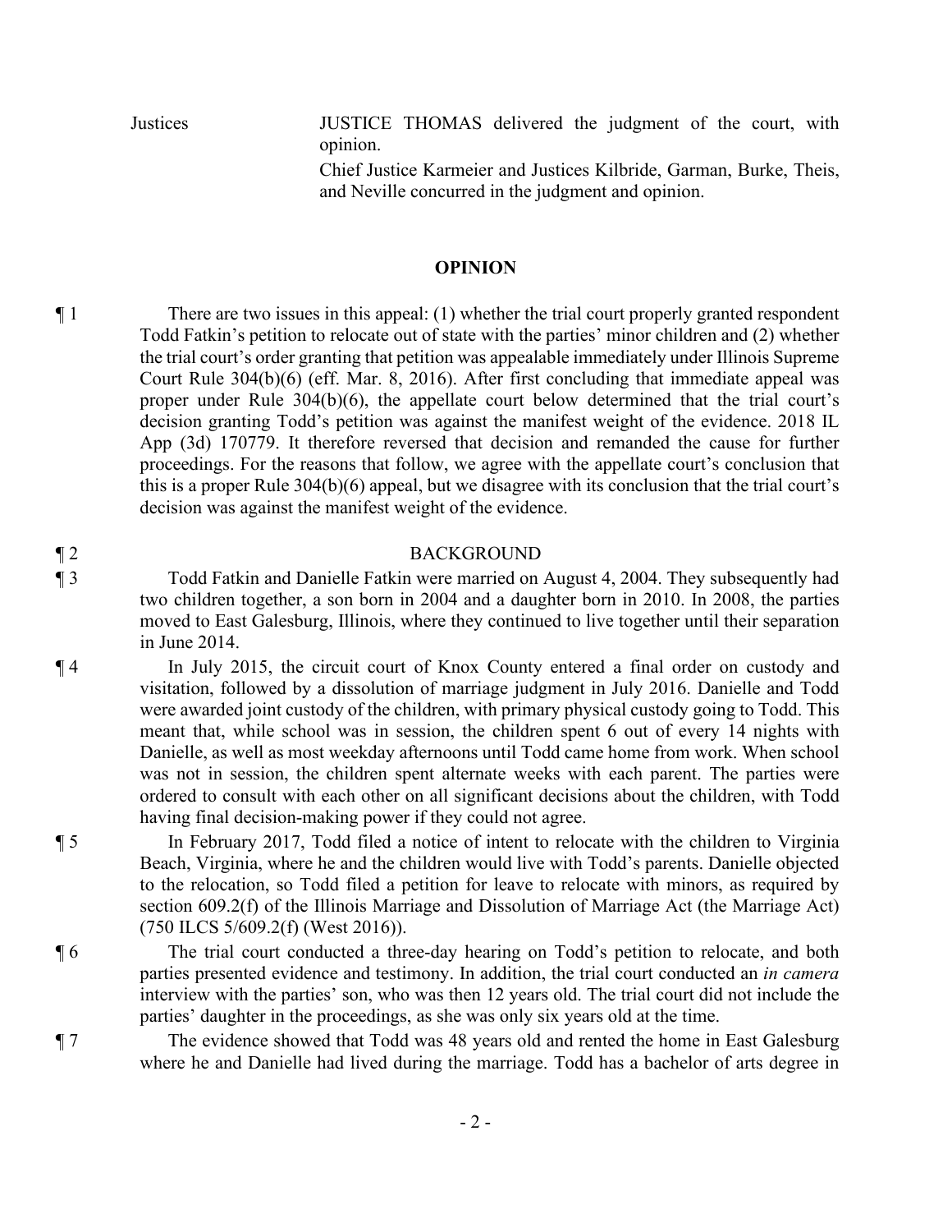Justices

JUSTICE THOMAS delivered the judgment of the court, with opinion.

Chief Justice Karmeier and Justices Kilbride, Garman, Burke, Theis, and Neville concurred in the judgment and opinion.

## OPINION

¶ 1 There are two issues in this appeal: (1) whether the trial court properly granted respondent Todd Fatkin's petition to relocate out of state with the parties' minor children and (2) whether the trial court's order granting that petition was appealable immediately under Illinois Supreme Court Rule 304(b)(6) (eff. Mar. 8, 2016). After first concluding that immediate appeal was proper under Rule 304(b)(6), the appellate court below determined that the trial court's decision granting Todd's petition was against the manifest weight of the evidence. 2018 IL App (3d) 170779. It therefore reversed that decision and remanded the cause for further proceedings. For the reasons that follow, we agree with the appellate court's conclusion that this is a proper Rule 304(b)(6) appeal, but we disagree with its conclusion that the trial court's decision was against the manifest weight of the evidence.

¶ 2 BACKGROUND

¶ 3 Todd Fatkin and Danielle Fatkin were married on August 4, 2004. They subsequently had two children together, a son born in 2004 and a daughter born in 2010. In 2008, the parties moved to East Galesburg, Illinois, where they continued to live together until their separation in June 2014.

¶ 4 In July 2015, the circuit court of Knox County entered a final order on custody and visitation, followed by a dissolution of marriage judgment in July 2016. Danielle and Todd were awarded joint custody of the children, with primary physical custody going to Todd. This meant that, while school was in session, the children spent 6 out of every 14 nights with Danielle, as well as most weekday afternoons until Todd came home from work. When school was not in session, the children spent alternate weeks with each parent. The parties were ordered to consult with each other on all significant decisions about the children, with Todd having final decision-making power if they could not agree.

¶ 5 In February 2017, Todd filed a notice of intent to relocate with the children to Virginia Beach, Virginia, where he and the children would live with Todd's parents. Danielle objected to the relocation, so Todd filed a petition for leave to relocate with minors, as required by section 609.2(f) of the Illinois Marriage and Dissolution of Marriage Act (the Marriage Act) (750 ILCS 5/609.2(f) (West 2016)).

¶ 6 The trial court conducted a three-day hearing on Todd's petition to relocate, and both parties presented evidence and testimony. In addition, the trial court conducted an *in camera* interview with the parties' son, who was then 12 years old. The trial court did not include the parties' daughter in the proceedings, as she was only six years old at the time.

¶ 7 The evidence showed that Todd was 48 years old and rented the home in East Galesburg where he and Danielle had lived during the marriage. Todd has a bachelor of arts degree in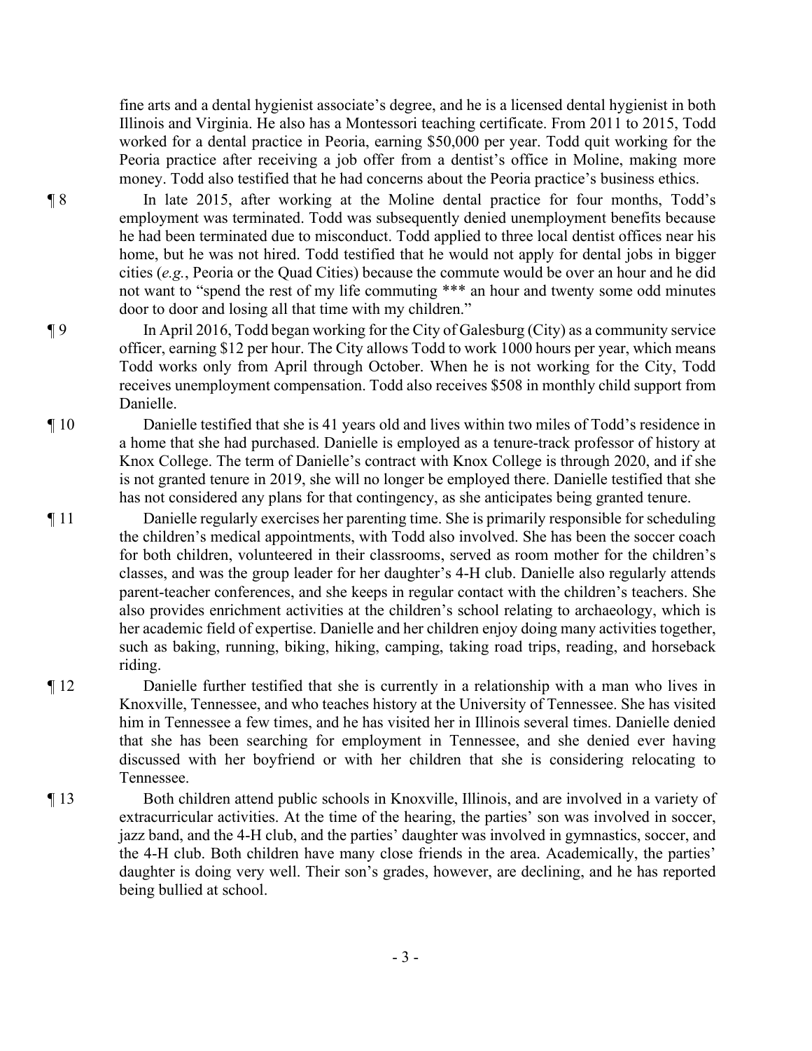fine arts and a dental hygienist associate's degree, and he is a licensed dental hygienist in both Illinois and Virginia. He also has a Montessori teaching certificate. From 2011 to 2015, Todd worked for a dental practice in Peoria, earning $50,000 per year. Todd quit working for the Peoria practice after receiving a job offer from a dentist's office in Moline, making more money. Todd also testified that he had concerns about the Peoria practice's business ethics.

¶ 8 In late 2015, after working at the Moline dental practice for four months, Todd's employment was terminated. Todd was subsequently denied unemployment benefits because he had been terminated due to misconduct. Todd applied to three local dentist offices near his home, but he was not hired. Todd testified that he would not apply for dental jobs in bigger cities (*e.g.*, Peoria or the Quad Cities) because the commute would be over an hour and he did not want to "spend the rest of my life commuting *** an hour and twenty some odd minutes door to door and losing all that time with my children."

¶ 9 In April 2016, Todd began working for the City of Galesburg (City) as a community service officer, earning $12 per hour. The City allows Todd to work 1000 hours per year, which means Todd works only from April through October. When he is not working for the City, Todd receives unemployment compensation. Todd also receives $508 in monthly child support from Danielle.

¶ 10 Danielle testified that she is 41 years old and lives within two miles of Todd's residence in a home that she had purchased. Danielle is employed as a tenure-track professor of history at Knox College. The term of Danielle's contract with Knox College is through 2020, and if she is not granted tenure in 2019, she will no longer be employed there. Danielle testified that she has not considered any plans for that contingency, as she anticipates being granted tenure.

¶ 11 Danielle regularly exercises her parenting time. She is primarily responsible for scheduling the children's medical appointments, with Todd also involved. She has been the soccer coach for both children, volunteered in their classrooms, served as room mother for the children's classes, and was the group leader for her daughter's 4-H club. Danielle also regularly attends parent-teacher conferences, and she keeps in regular contact with the children's teachers. She also provides enrichment activities at the children's school relating to archaeology, which is her academic field of expertise. Danielle and her children enjoy doing many activities together, such as baking, running, biking, hiking, camping, taking road trips, reading, and horseback riding.

¶ 12 Danielle further testified that she is currently in a relationship with a man who lives in Knoxville, Tennessee, and who teaches history at the University of Tennessee. She has visited him in Tennessee a few times, and he has visited her in Illinois several times. Danielle denied that she has been searching for employment in Tennessee, and she denied ever having discussed with her boyfriend or with her children that she is considering relocating to Tennessee.

¶ 13 Both children attend public schools in Knoxville, Illinois, and are involved in a variety of extracurricular activities. At the time of the hearing, the parties' son was involved in soccer, jazz band, and the 4-H club, and the parties' daughter was involved in gymnastics, soccer, and the 4-H club. Both children have many close friends in the area. Academically, the parties' daughter is doing very well. Their son's grades, however, are declining, and he has reported being bullied at school.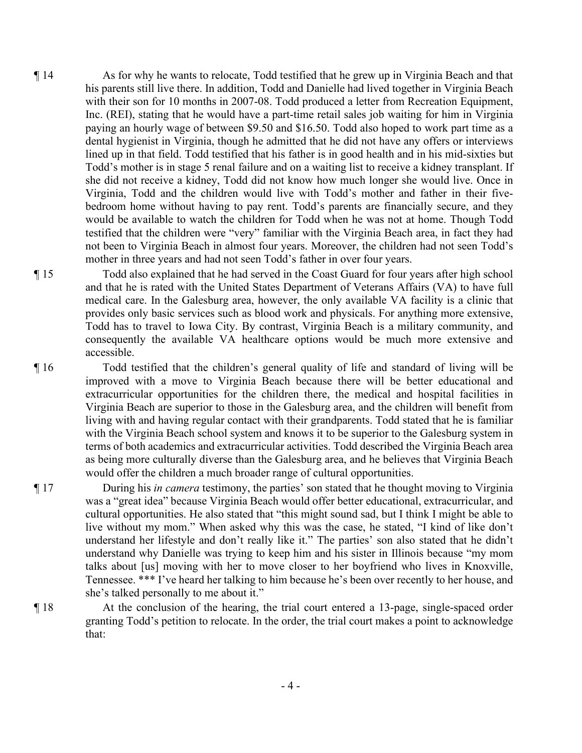¶ 14 As for why he wants to relocate, Todd testified that he grew up in Virginia Beach and that his parents still live there. In addition, Todd and Danielle had lived together in Virginia Beach with their son for 10 months in 2007-08. Todd produced a letter from Recreation Equipment, Inc. (REI), stating that he would have a part-time retail sales job waiting for him in Virginia paying an hourly wage of between $9.50 and $16.50. Todd also hoped to work part time as a dental hygienist in Virginia, though he admitted that he did not have any offers or interviews lined up in that field. Todd testified that his father is in good health and in his mid-sixties but Todd's mother is in stage 5 renal failure and on a waiting list to receive a kidney transplant. If she did not receive a kidney, Todd did not know how much longer she would live. Once in Virginia, Todd and the children would live with Todd's mother and father in their five-bedroom home without having to pay rent. Todd's parents are financially secure, and they would be available to watch the children for Todd when he was not at home. Though Todd testified that the children were "very" familiar with the Virginia Beach area, in fact they had not been to Virginia Beach in almost four years. Moreover, the children had not seen Todd's mother in three years and had not seen Todd's father in over four years.

¶ 15 Todd also explained that he had served in the Coast Guard for four years after high school and that he is rated with the United States Department of Veterans Affairs (VA) to have full medical care. In the Galesburg area, however, the only available VA facility is a clinic that provides only basic services such as blood work and physicals. For anything more extensive, Todd has to travel to Iowa City. By contrast, Virginia Beach is a military community, and consequently the available VA healthcare options would be much more extensive and accessible.

¶ 16 Todd testified that the children's general quality of life and standard of living will be improved with a move to Virginia Beach because there will be better educational and extracurricular opportunities for the children there, the medical and hospital facilities in Virginia Beach are superior to those in the Galesburg area, and the children will benefit from living with and having regular contact with their grandparents. Todd stated that he is familiar with the Virginia Beach school system and knows it to be superior to the Galesburg system in terms of both academics and extracurricular activities. Todd described the Virginia Beach area as being more culturally diverse than the Galesburg area, and he believes that Virginia Beach would offer the children a much broader range of cultural opportunities.

¶ 17 During his *in camera* testimony, the parties' son stated that he thought moving to Virginia was a "great idea" because Virginia Beach would offer better educational, extracurricular, and cultural opportunities. He also stated that "this might sound sad, but I think I might be able to live without my mom." When asked why this was the case, he stated, "I kind of like don't understand her lifestyle and don't really like it." The parties' son also stated that he didn't understand why Danielle was trying to keep him and his sister in Illinois because "my mom talks about [us] moving with her to move closer to her boyfriend who lives in Knoxville, Tennessee. *** I've heard her talking to him because he's been over recently to her house, and she's talked personally to me about it."

¶ 18 At the conclusion of the hearing, the trial court entered a 13-page, single-spaced order granting Todd's petition to relocate. In the order, the trial court makes a point to acknowledge that: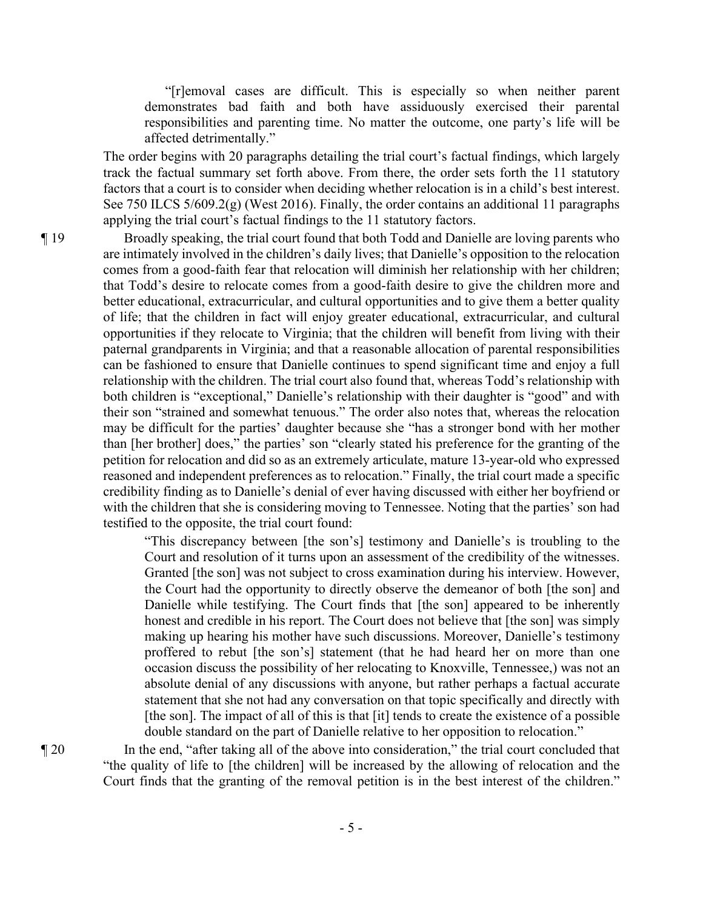> "[r]emoval cases are difficult. This is especially so when neither parent demonstrates bad faith and both have assiduously exercised their parental responsibilities and parenting time. No matter the outcome, one party's life will be affected detrimentally."

The order begins with 20 paragraphs detailing the trial court's factual findings, which largely track the factual summary set forth above. From there, the order sets forth the 11 statutory factors that a court is to consider when deciding whether relocation is in a child's best interest. See 750 ILCS 5/609.2(g) (West 2016). Finally, the order contains an additional 11 paragraphs applying the trial court's factual findings to the 11 statutory factors.

¶ 19 Broadly speaking, the trial court found that both Todd and Danielle are loving parents who are intimately involved in the children's daily lives; that Danielle's opposition to the relocation comes from a good-faith fear that relocation will diminish her relationship with her children; that Todd's desire to relocate comes from a good-faith desire to give the children more and better educational, extracurricular, and cultural opportunities and to give them a better quality of life; that the children in fact will enjoy greater educational, extracurricular, and cultural opportunities if they relocate to Virginia; that the children will benefit from living with their paternal grandparents in Virginia; and that a reasonable allocation of parental responsibilities can be fashioned to ensure that Danielle continues to spend significant time and enjoy a full relationship with the children. The trial court also found that, whereas Todd's relationship with both children is "exceptional," Danielle's relationship with their daughter is "good" and with their son "strained and somewhat tenuous." The order also notes that, whereas the relocation may be difficult for the parties' daughter because she "has a stronger bond with her mother than [her brother] does," the parties' son "clearly stated his preference for the granting of the petition for relocation and did so as an extremely articulate, mature 13-year-old who expressed reasoned and independent preferences as to relocation." Finally, the trial court made a specific credibility finding as to Danielle's denial of ever having discussed with either her boyfriend or with the children that she is considering moving to Tennessee. Noting that the parties' son had testified to the opposite, the trial court found:

> "This discrepancy between [the son's] testimony and Danielle's is troubling to the Court and resolution of it turns upon an assessment of the credibility of the witnesses. Granted [the son] was not subject to cross examination during his interview. However, the Court had the opportunity to directly observe the demeanor of both [the son] and Danielle while testifying. The Court finds that [the son] appeared to be inherently honest and credible in his report. The Court does not believe that [the son] was simply making up hearing his mother have such discussions. Moreover, Danielle's testimony proffered to rebut [the son's] statement (that he had heard her on more than one occasion discuss the possibility of her relocating to Knoxville, Tennessee,) was not an absolute denial of any discussions with anyone, but rather perhaps a factual accurate statement that she not had any conversation on that topic specifically and directly with [the son]. The impact of all of this is that [it] tends to create the existence of a possible double standard on the part of Danielle relative to her opposition to relocation."

¶ 20 In the end, "after taking all of the above into consideration," the trial court concluded that "the quality of life to [the children] will be increased by the allowing of relocation and the Court finds that the granting of the removal petition is in the best interest of the children."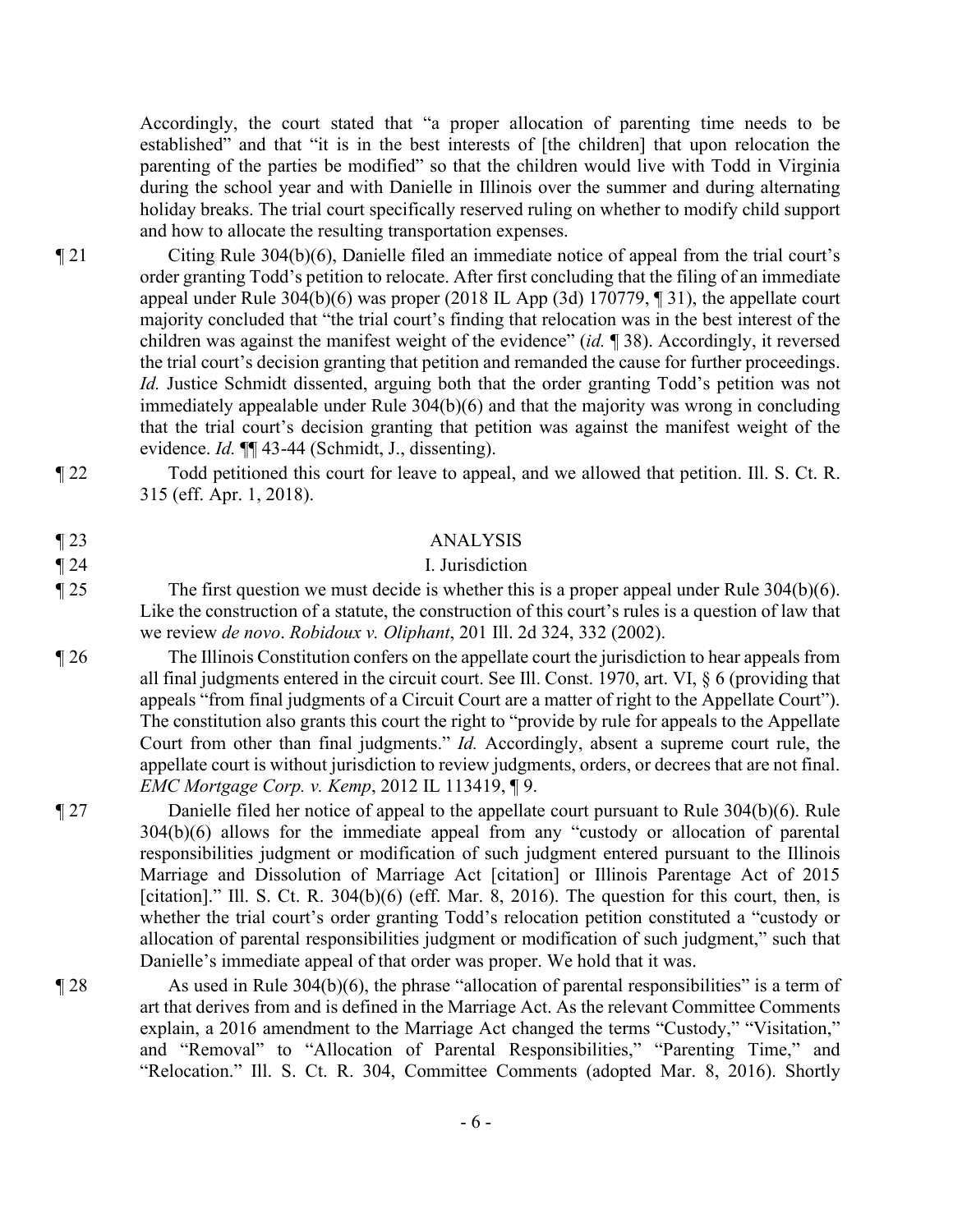Accordingly, the court stated that "a proper allocation of parenting time needs to be established" and that "it is in the best interests of [the children] that upon relocation the parenting of the parties be modified" so that the children would live with Todd in Virginia during the school year and with Danielle in Illinois over the summer and during alternating holiday breaks. The trial court specifically reserved ruling on whether to modify child support and how to allocate the resulting transportation expenses.

¶ 21 Citing Rule 304(b)(6), Danielle filed an immediate notice of appeal from the trial court's order granting Todd's petition to relocate. After first concluding that the filing of an immediate appeal under Rule 304(b)(6) was proper (2018 IL App (3d) 170779, ¶ 31), the appellate court majority concluded that "the trial court's finding that relocation was in the best interest of the children was against the manifest weight of the evidence" (*id.* ¶ 38). Accordingly, it reversed the trial court's decision granting that petition and remanded the cause for further proceedings. *Id.* Justice Schmidt dissented, arguing both that the order granting Todd's petition was not immediately appealable under Rule 304(b)(6) and that the majority was wrong in concluding that the trial court's decision granting that petition was against the manifest weight of the evidence. *Id.* ¶¶ 43-44 (Schmidt, J., dissenting).

¶ 22 Todd petitioned this court for leave to appeal, and we allowed that petition. Ill. S. Ct. R. 315 (eff. Apr. 1, 2018).

## ¶ 23 ANALYSIS

### ¶ 24 I. Jurisdiction

¶ 25 The first question we must decide is whether this is a proper appeal under Rule 304(b)(6). Like the construction of a statute, the construction of this court's rules is a question of law that we review *de novo*. *Robidoux v. Oliphant*, 201 Ill. 2d 324, 332 (2002).

¶ 26 The Illinois Constitution confers on the appellate court the jurisdiction to hear appeals from all final judgments entered in the circuit court. See Ill. Const. 1970, art. VI, § 6 (providing that appeals "from final judgments of a Circuit Court are a matter of right to the Appellate Court"). The constitution also grants this court the right to "provide by rule for appeals to the Appellate Court from other than final judgments." *Id.* Accordingly, absent a supreme court rule, the appellate court is without jurisdiction to review judgments, orders, or decrees that are not final. *EMC Mortgage Corp. v. Kemp*, 2012 IL 113419, ¶ 9.

¶ 27 Danielle filed her notice of appeal to the appellate court pursuant to Rule 304(b)(6). Rule 304(b)(6) allows for the immediate appeal from any "custody or allocation of parental responsibilities judgment or modification of such judgment entered pursuant to the Illinois Marriage and Dissolution of Marriage Act [citation] or Illinois Parentage Act of 2015 [citation]." Ill. S. Ct. R. 304(b)(6) (eff. Mar. 8, 2016). The question for this court, then, is whether the trial court's order granting Todd's relocation petition constituted a "custody or allocation of parental responsibilities judgment or modification of such judgment," such that Danielle's immediate appeal of that order was proper. We hold that it was.

¶ 28 As used in Rule 304(b)(6), the phrase "allocation of parental responsibilities" is a term of art that derives from and is defined in the Marriage Act. As the relevant Committee Comments explain, a 2016 amendment to the Marriage Act changed the terms "Custody," "Visitation," and "Removal" to "Allocation of Parental Responsibilities," "Parenting Time," and "Relocation." Ill. S. Ct. R. 304, Committee Comments (adopted Mar. 8, 2016). Shortly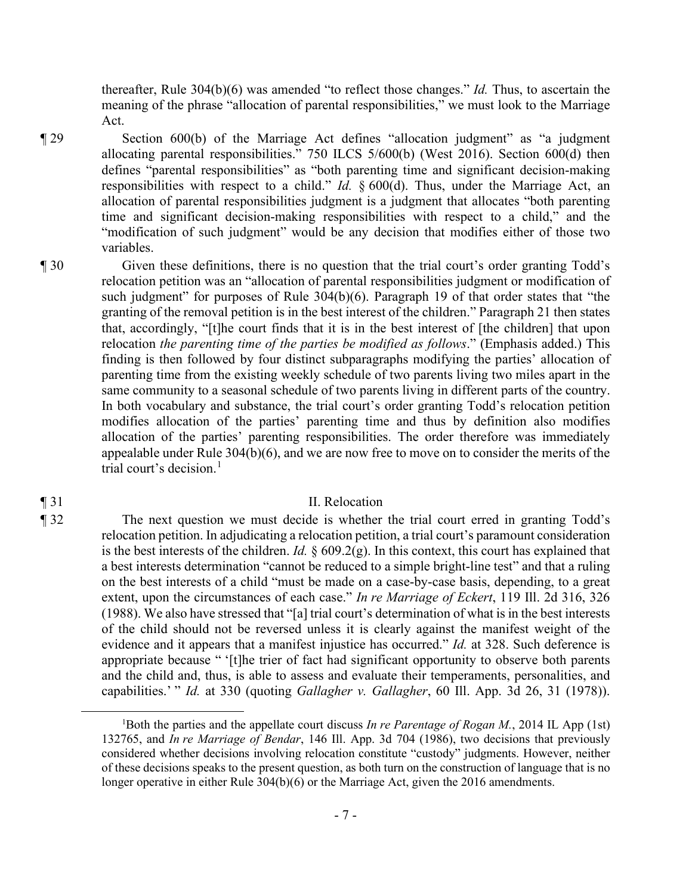thereafter, Rule 304(b)(6) was amended "to reflect those changes." *Id.* Thus, to ascertain the meaning of the phrase "allocation of parental responsibilities," we must look to the Marriage Act.

¶ 29 Section 600(b) of the Marriage Act defines "allocation judgment" as "a judgment allocating parental responsibilities." 750 ILCS 5/600(b) (West 2016). Section 600(d) then defines "parental responsibilities" as "both parenting time and significant decision-making responsibilities with respect to a child." *Id.* § 600(d). Thus, under the Marriage Act, an allocation of parental responsibilities judgment is a judgment that allocates "both parenting time and significant decision-making responsibilities with respect to a child," and the "modification of such judgment" would be any decision that modifies either of those two variables.

¶ 30 Given these definitions, there is no question that the trial court's order granting Todd's relocation petition was an "allocation of parental responsibilities judgment or modification of such judgment" for purposes of Rule 304(b)(6). Paragraph 19 of that order states that "the granting of the removal petition is in the best interest of the children." Paragraph 21 then states that, accordingly, "[t]he court finds that it is in the best interest of [the children] that upon relocation *the parenting time of the parties be modified as follows*." (Emphasis added.) This finding is then followed by four distinct subparagraphs modifying the parties' allocation of parenting time from the existing weekly schedule of two parents living two miles apart in the same community to a seasonal schedule of two parents living in different parts of the country. In both vocabulary and substance, the trial court's order granting Todd's relocation petition modifies allocation of the parties' parenting time and thus by definition also modifies allocation of the parties' parenting responsibilities. The order therefore was immediately appealable under Rule 304(b)(6), and we are now free to move on to consider the merits of the trial court's decision.[1]

¶ 31 II. Relocation

¶ 32 The next question we must decide is whether the trial court erred in granting Todd's relocation petition. In adjudicating a relocation petition, a trial court's paramount consideration is the best interests of the children. *Id.* § 609.2(g). In this context, this court has explained that a best interests determination "cannot be reduced to a simple bright-line test" and that a ruling on the best interests of a child "must be made on a case-by-case basis, depending, to a great extent, upon the circumstances of each case." *In re Marriage of Eckert*, 119 Ill. 2d 316, 326 (1988). We also have stressed that "[a] trial court's determination of what is in the best interests of the child should not be reversed unless it is clearly against the manifest weight of the evidence and it appears that a manifest injustice has occurred." *Id.* at 328. Such deference is appropriate because " '[t]he trier of fact had significant opportunity to observe both parents and the child and, thus, is able to assess and evaluate their temperaments, personalities, and capabilities.' " *Id.* at 330 (quoting *Gallagher v. Gallagher*, 60 Ill. App. 3d 26, 31 (1978)).

[1]Both the parties and the appellate court discuss *In re Parentage of Rogan M.*, 2014 IL App (1st) 132765, and *In re Marriage of Bendar*, 146 Ill. App. 3d 704 (1986), two decisions that previously considered whether decisions involving relocation constitute "custody" judgments. However, neither of these decisions speaks to the present question, as both turn on the construction of language that is no longer operative in either Rule 304(b)(6) or the Marriage Act, given the 2016 amendments.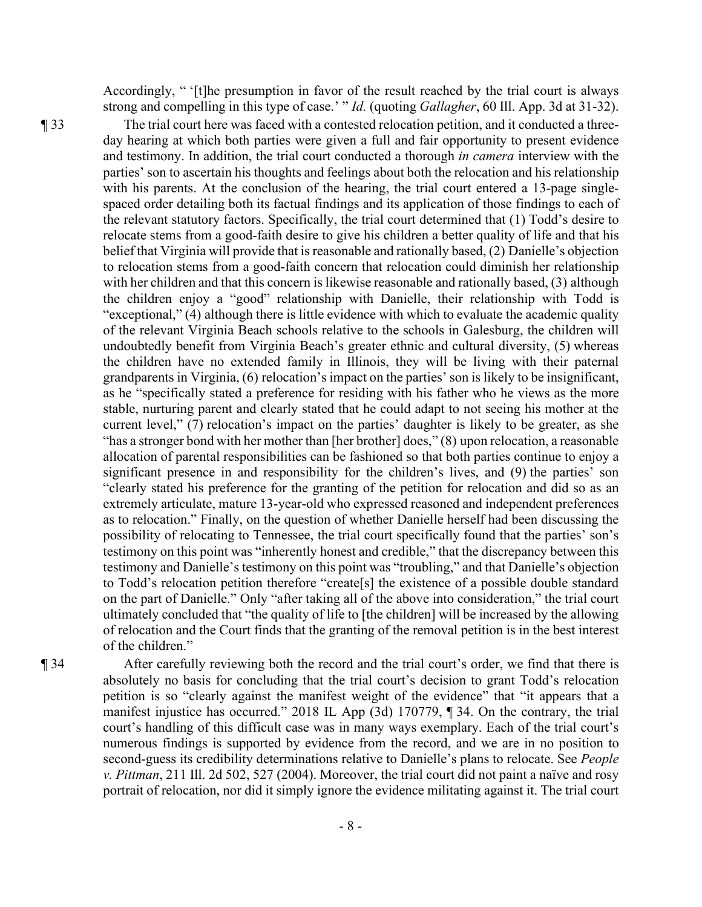Accordingly, " '[t]he presumption in favor of the result reached by the trial court is always strong and compelling in this type of case.' " *Id.* (quoting *Gallagher*, 60 Ill. App. 3d at 31-32).

¶ 33 The trial court here was faced with a contested relocation petition, and it conducted a three-day hearing at which both parties were given a full and fair opportunity to present evidence and testimony. In addition, the trial court conducted a thorough *in camera* interview with the parties' son to ascertain his thoughts and feelings about both the relocation and his relationship with his parents. At the conclusion of the hearing, the trial court entered a 13-page single-spaced order detailing both its factual findings and its application of those findings to each of the relevant statutory factors. Specifically, the trial court determined that (1) Todd's desire to relocate stems from a good-faith desire to give his children a better quality of life and that his belief that Virginia will provide that is reasonable and rationally based, (2) Danielle's objection to relocation stems from a good-faith concern that relocation could diminish her relationship with her children and that this concern is likewise reasonable and rationally based, (3) although the children enjoy a "good" relationship with Danielle, their relationship with Todd is "exceptional," (4) although there is little evidence with which to evaluate the academic quality of the relevant Virginia Beach schools relative to the schools in Galesburg, the children will undoubtedly benefit from Virginia Beach's greater ethnic and cultural diversity, (5) whereas the children have no extended family in Illinois, they will be living with their paternal grandparents in Virginia, (6) relocation's impact on the parties' son is likely to be insignificant, as he "specifically stated a preference for residing with his father who he views as the more stable, nurturing parent and clearly stated that he could adapt to not seeing his mother at the current level," (7) relocation's impact on the parties' daughter is likely to be greater, as she "has a stronger bond with her mother than [her brother] does," (8) upon relocation, a reasonable allocation of parental responsibilities can be fashioned so that both parties continue to enjoy a significant presence in and responsibility for the children's lives, and (9) the parties' son "clearly stated his preference for the granting of the petition for relocation and did so as an extremely articulate, mature 13-year-old who expressed reasoned and independent preferences as to relocation." Finally, on the question of whether Danielle herself had been discussing the possibility of relocating to Tennessee, the trial court specifically found that the parties' son's testimony on this point was "inherently honest and credible," that the discrepancy between this testimony and Danielle's testimony on this point was "troubling," and that Danielle's objection to Todd's relocation petition therefore "create[s] the existence of a possible double standard on the part of Danielle." Only "after taking all of the above into consideration," the trial court ultimately concluded that "the quality of life to [the children] will be increased by the allowing of relocation and the Court finds that the granting of the removal petition is in the best interest of the children."

¶ 34 After carefully reviewing both the record and the trial court's order, we find that there is absolutely no basis for concluding that the trial court's decision to grant Todd's relocation petition is so "clearly against the manifest weight of the evidence" that "it appears that a manifest injustice has occurred." 2018 IL App (3d) 170779, ¶ 34. On the contrary, the trial court's handling of this difficult case was in many ways exemplary. Each of the trial court's numerous findings is supported by evidence from the record, and we are in no position to second-guess its credibility determinations relative to Danielle's plans to relocate. See *People v. Pittman*, 211 Ill. 2d 502, 527 (2004). Moreover, the trial court did not paint a naïve and rosy portrait of relocation, nor did it simply ignore the evidence militating against it. The trial court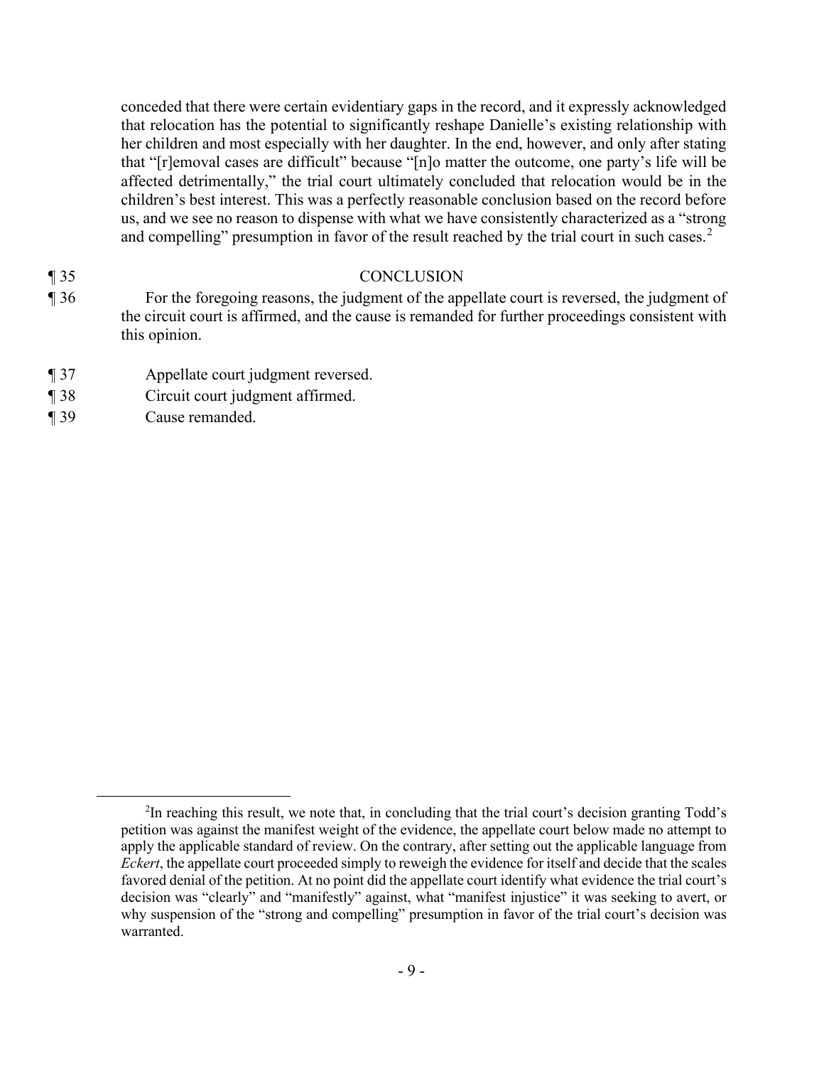conceded that there were certain evidentiary gaps in the record, and it expressly acknowledged that relocation has the potential to significantly reshape Danielle's existing relationship with her children and most especially with her daughter. In the end, however, and only after stating that "[r]emoval cases are difficult" because "[n]o matter the outcome, one party's life will be affected detrimentally," the trial court ultimately concluded that relocation would be in the children's best interest. This was a perfectly reasonable conclusion based on the record before us, and we see no reason to dispense with what we have consistently characterized as a "strong and compelling" presumption in favor of the result reached by the trial court in such cases.[2]

¶ 35 CONCLUSION

¶ 36 For the foregoing reasons, the judgment of the appellate court is reversed, the judgment of the circuit court is affirmed, and the cause is remanded for further proceedings consistent with this opinion.

¶ 37 Appellate court judgment reversed.

¶ 38 Circuit court judgment affirmed.

¶ 39 Cause remanded.

---

[2] In reaching this result, we note that, in concluding that the trial court's decision granting Todd's petition was against the manifest weight of the evidence, the appellate court below made no attempt to apply the applicable standard of review. On the contrary, after setting out the applicable language from *Eckert*, the appellate court proceeded simply to reweigh the evidence for itself and decide that the scales favored denial of the petition. At no point did the appellate court identify what evidence the trial court's decision was "clearly" and "manifestly" against, what "manifest injustice" it was seeking to avert, or why suspension of the "strong and compelling" presumption in favor of the trial court's decision was warranted.